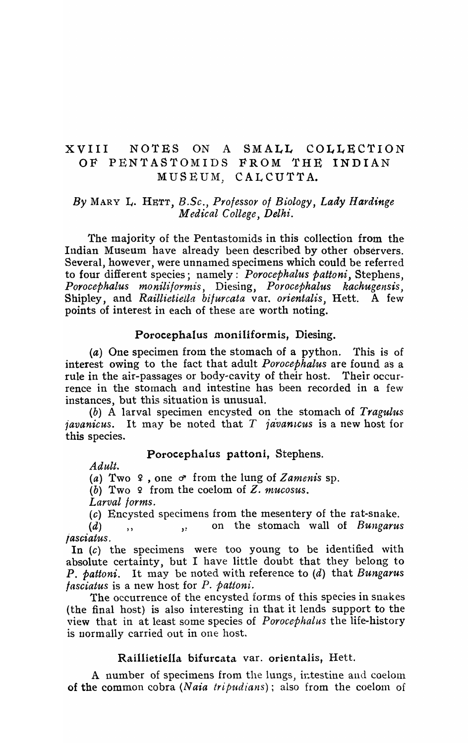# XVIII NOTES ON A SMALL COLLECTION OF PENTASTOMIDS FROM THE INDIAN MUSEUM, CALCUTTA.

*By* MARY L. HETT, *B.Sc., Professor of Biology, Lady Hardinge Medical College, Delhi.*

The majority of the Pentastomids in this collection from the Indian Museum have already been described by other observers. Several, however, were unnamed specimens which could be referred to four different species; namely: *Porocephalus pattoni*, Stephens, *Porocephalus moniliformis*, Diesing, *Porocephalus kachugensis*, Shipley, and *Raillietiella bifurcata* var. *orientalis*, Hett. A few points of interest in each of these are worth noting.

## Porocephalus moniliformis, Diesing.

(*a*) One specimen from the stomach of a python. This is of interest owing to the fact that adult *Porocephalus* are found as a rule in the air-passages or body-cavity of their host. Their occurrence in the stomach and intestine has been recorded in a few instances, but this situation is unusual.

(*b*) A larval specimen encysted on the stomach of *Tragulus javanicus*. It may be noted that *T javanicus* is a new host for this species.

## Porocephalus pattoni, Stephens.

*Adult.*

(*a*) Two ♀, one ♂ from the lung of *Zamenis* sp.

(*b*) Two ♀ from the coelom of *Z. mucosus*.

*Larval forms.*

(*c*) Encysted specimens from the mesentery of the rat-snake.

(*d*) ,, ,, on the stomach wall of *Bungarus fasciatus*.

In (*c*) the specimens were too young to be identified with absolute certainty, but I have little doubt that they belong to *P. pattoni*. It may be noted with reference to (*d*) that *Bungarus fasciatus* is a new host for *P. pattoni*.

The occurrence of the encysted forms of this species in snakes (the final host) is also interesting in that it lends support to the view that in at least some species of *Porocephalus* the life-history is normally carried out in one host.

## Raillietiella bifurcata var. orientalis, Hett.

A number of specimens from the lungs, intestine and coelom of the common cobra (*Naia tripudians*); also from the coelom of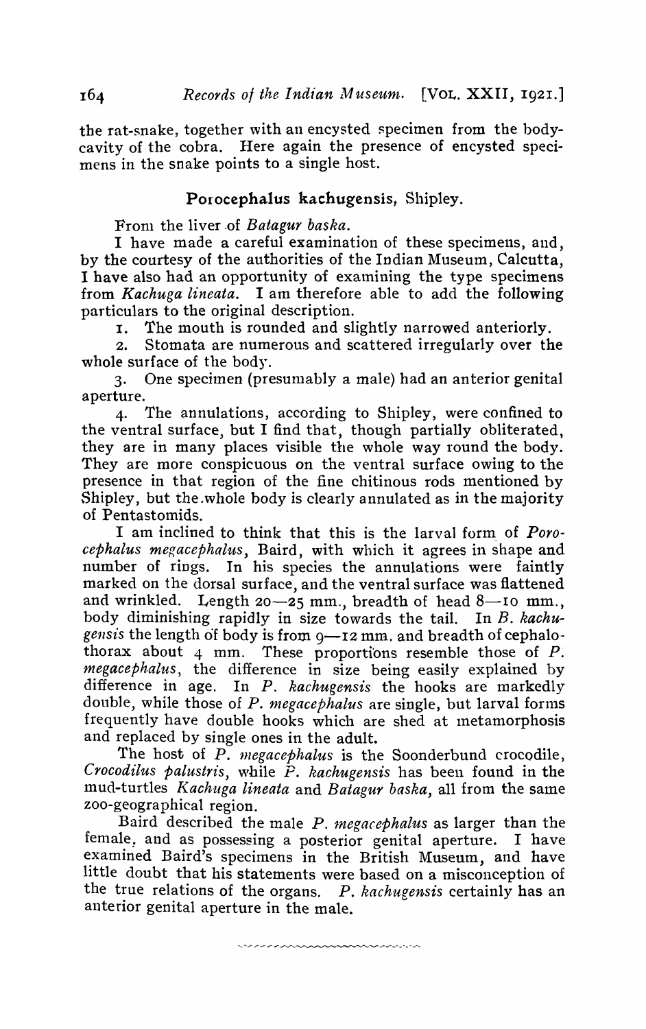the rat-snake, together with an encysted specimen from the body-cavity of the cobra. Here again the presence of encysted specimens in the snake points to a single host.

### Porocephalus kachugensis, Shipley.

From the liver of *Batagur baska*.

I have made a careful examination of these specimens, and, by the courtesy of the authorities of the Indian Museum, Calcutta, I have also had an opportunity of examining the type specimens from *Kachuga lineata*. I am therefore able to add the following particulars to the original description.

1. The mouth is rounded and slightly narrowed anteriorly.
2. Stomata are numerous and scattered irregularly over the whole surface of the body.
3. One specimen (presumably a male) had an anterior genital aperture.
4. The annulations, according to Shipley, were confined to the ventral surface, but I find that, though partially obliterated, they are in many places visible the whole way round the body. They are more conspicuous on the ventral surface owing to the presence in that region of the fine chitinous rods mentioned by Shipley, but the whole body is clearly annulated as in the majority of Pentastomids.

I am inclined to think that this is the larval form of *Porocephalus megacephalus*, Baird, with which it agrees in shape and number of rings. In his species the annulations were faintly marked on the dorsal surface, and the ventral surface was flattened and wrinkled. Length 20—25 mm., breadth of head 8—10 mm., body diminishing rapidly in size towards the tail. In *B. kachugensis* the length of body is from 9—12 mm. and breadth of cephalothorax about 4 mm. These proportions resemble those of *P. megacephalus*, the difference in size being easily explained by difference in age. In *P. kachugensis* the hooks are markedly double, while those of *P. megacephalus* are single, but larval forms frequently have double hooks which are shed at metamorphosis and replaced by single ones in the adult.

The host of *P. megacephalus* is the Soonderbund crocodile, *Crocodilus palustris*, while *P. kachugensis* has been found in the mud-turtles *Kachuga lineata* and *Batagur baska*, all from the same zoo-geographical region.

Baird described the male *P. megacephalus* as larger than the female, and as possessing a posterior genital aperture. I have examined Baird's specimens in the British Museum, and have little doubt that his statements were based on a misconception of the true relations of the organs. *P. kachugensis* certainly has an anterior genital aperture in the male.